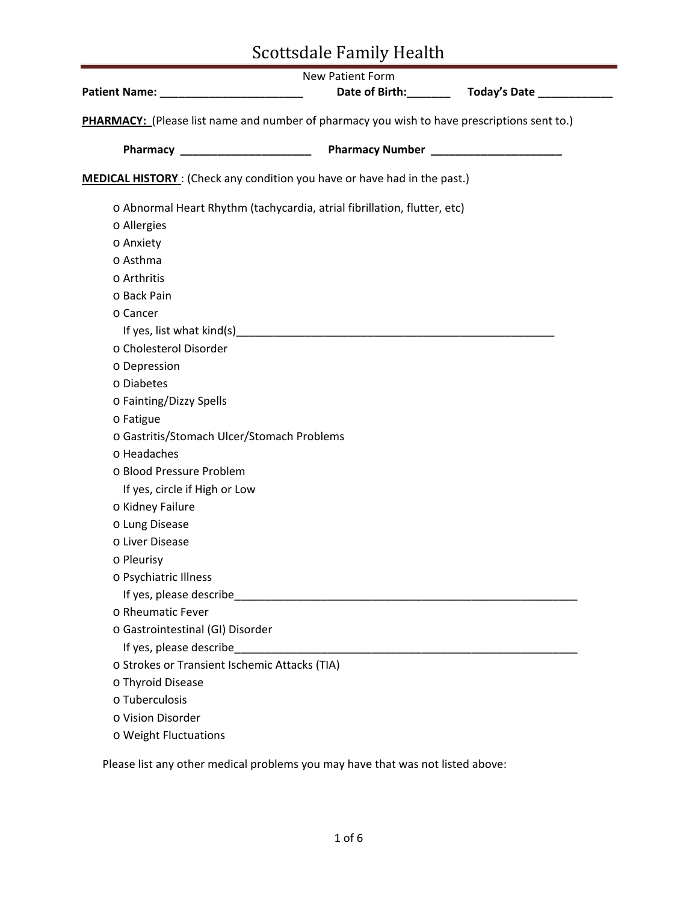# Scottsdale Family Health

New Patient Form

**Patient Name:** ________________________ **Date of Birth:**_______ **Today's Date** ____________

**PHARMACY:** (Please list name and number of pharmacy you wish to have prescriptions sent to.)

**Pharmacy** ______________________ **Pharmacy Number** ______________________

**MEDICAL HISTORY** : (Check any condition you have or have had in the past.)

- o Abnormal Heart Rhythm (tachycardia, atrial fibrillation, flutter, etc)
- o Allergies
- o Anxiety
- o Asthma
- o Arthritis
- o Back Pain
- o Cancer
  If yes, list what kind(s)________________________________________________________
- o Cholesterol Disorder
- o Depression
- o Diabetes
- o Fainting/Dizzy Spells
- o Fatigue
- o Gastritis/Stomach Ulcer/Stomach Problems
- o Headaches
- o Blood Pressure Problem
  If yes, circle if High or Low
- o Kidney Failure
- o Lung Disease
- o Liver Disease
- o Pleurisy
- o Psychiatric Illness
  If yes, please describe___________________________________________________________
- o Rheumatic Fever
- o Gastrointestinal (GI) Disorder
  If yes, please describe___________________________________________________________
- o Strokes or Transient Ischemic Attacks (TIA)
- o Thyroid Disease
- o Tuberculosis
- o Vision Disorder
- o Weight Fluctuations

Please list any other medical problems you may have that was not listed above: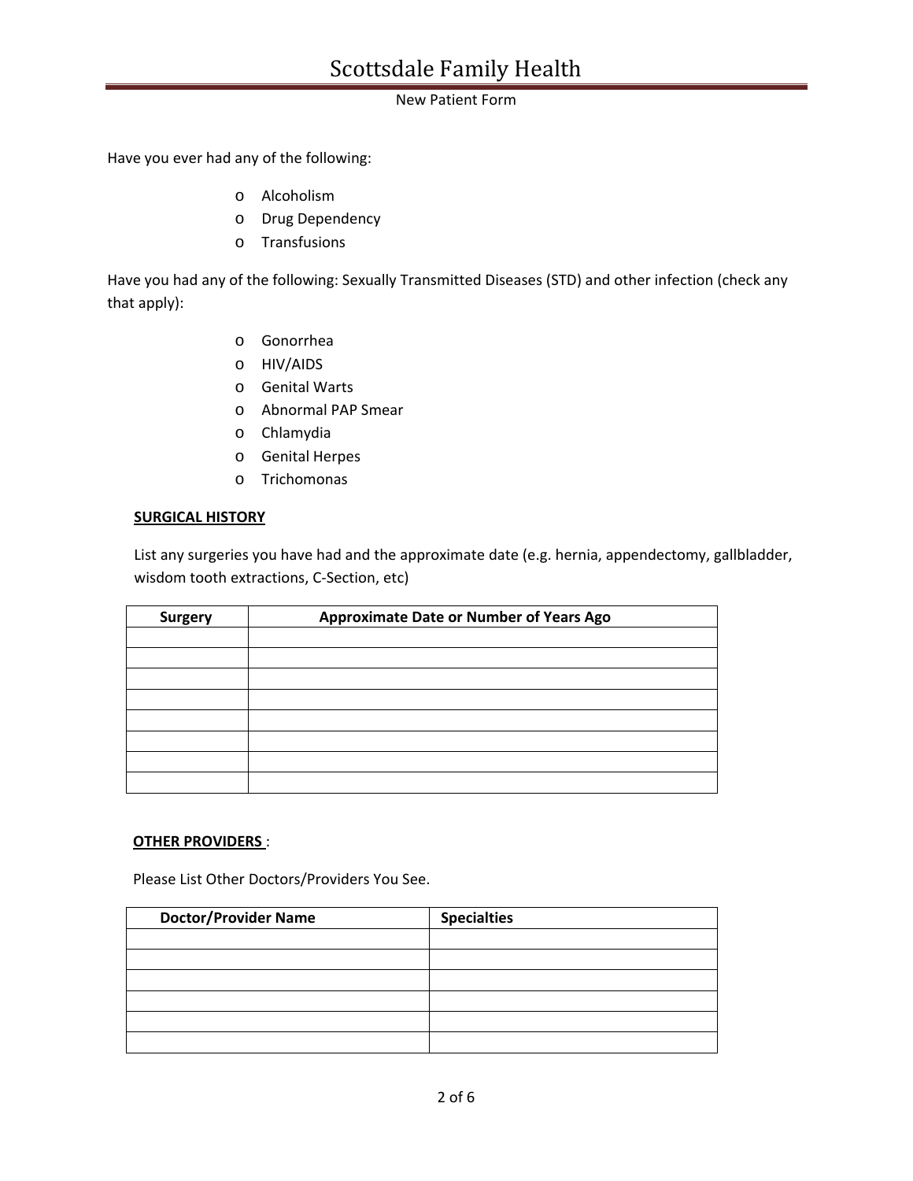# Scottsdale Family Health

New Patient Form

Have you ever had any of the following:

- Alcoholism
- Drug Dependency
- Transfusions

Have you had any of the following: Sexually Transmitted Diseases (STD) and other infection (check any that apply):

- Gonorrhea
- HIV/AIDS
- Genital Warts
- Abnormal PAP Smear
- Chlamydia
- Genital Herpes
- Trichomonas

**SURGICAL HISTORY**

List any surgeries you have had and the approximate date (e.g. hernia, appendectomy, gallbladder, wisdom tooth extractions, C-Section, etc)

| Surgery | Approximate Date or Number of Years Ago |
| --- | --- |
| | |
| | |
| | |
| | |
| | |
| | |
| | |
| | |

**OTHER PROVIDERS** :

Please List Other Doctors/Providers You See.

| Doctor/Provider Name | Specialties |
| --- | --- |
| | |
| | |
| | |
| | |
| | |
| | |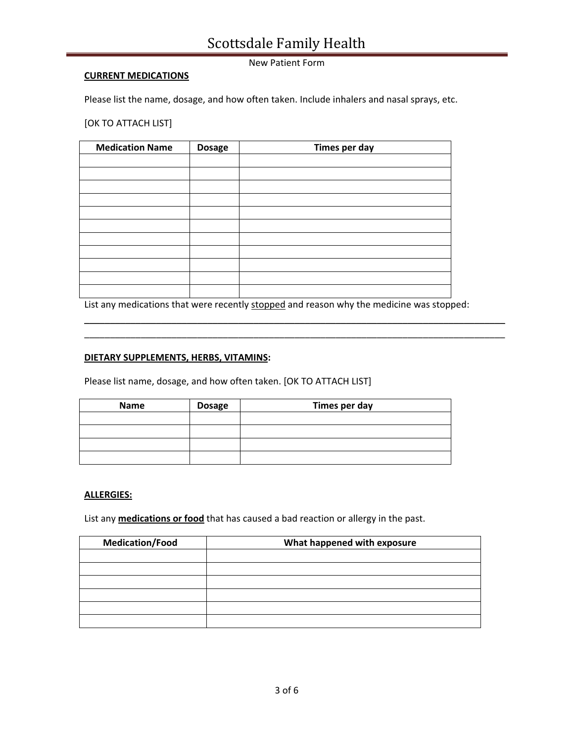Scottsdale Family Health

New Patient Form

**CURRENT MEDICATIONS**

Please list the name, dosage, and how often taken. Include inhalers and nasal sprays, etc.

[OK TO ATTACH LIST]

| Medication Name | Dosage | Times per day |
|---|---|---|
| | | |
| | | |
| | | |
| | | |
| | | |
| | | |
| | | |
| | | |
| | | |
| | | |
| | | |

List any medications that were recently stopped and reason why the medicine was stopped:

\_\_\_\_\_\_\_\_\_\_\_\_\_\_\_\_\_\_\_\_\_\_\_\_\_\_\_\_\_\_\_\_\_\_\_\_\_\_\_\_\_\_\_\_\_\_\_\_\_\_\_\_\_\_\_\_\_\_\_\_\_\_\_\_\_\_\_\_\_\_\_\_\_\_\_\_\_\_

\_\_\_\_\_\_\_\_\_\_\_\_\_\_\_\_\_\_\_\_\_\_\_\_\_\_\_\_\_\_\_\_\_\_\_\_\_\_\_\_\_\_\_\_\_\_\_\_\_\_\_\_\_\_\_\_\_\_\_\_\_\_\_\_\_\_\_\_\_\_\_\_\_\_\_\_\_\_

**DIETARY SUPPLEMENTS, HERBS, VITAMINS:**

Please list name, dosage, and how often taken. [OK TO ATTACH LIST]

| Name | Dosage | Times per day |
|---|---|---|
| | | |
| | | |
| | | |
| | | |

**ALLERGIES:**

List any **medications or food** that has caused a bad reaction or allergy in the past.

| Medication/Food | What happened with exposure |
|---|---|
| | |
| | |
| | |
| | |
| | |
| | |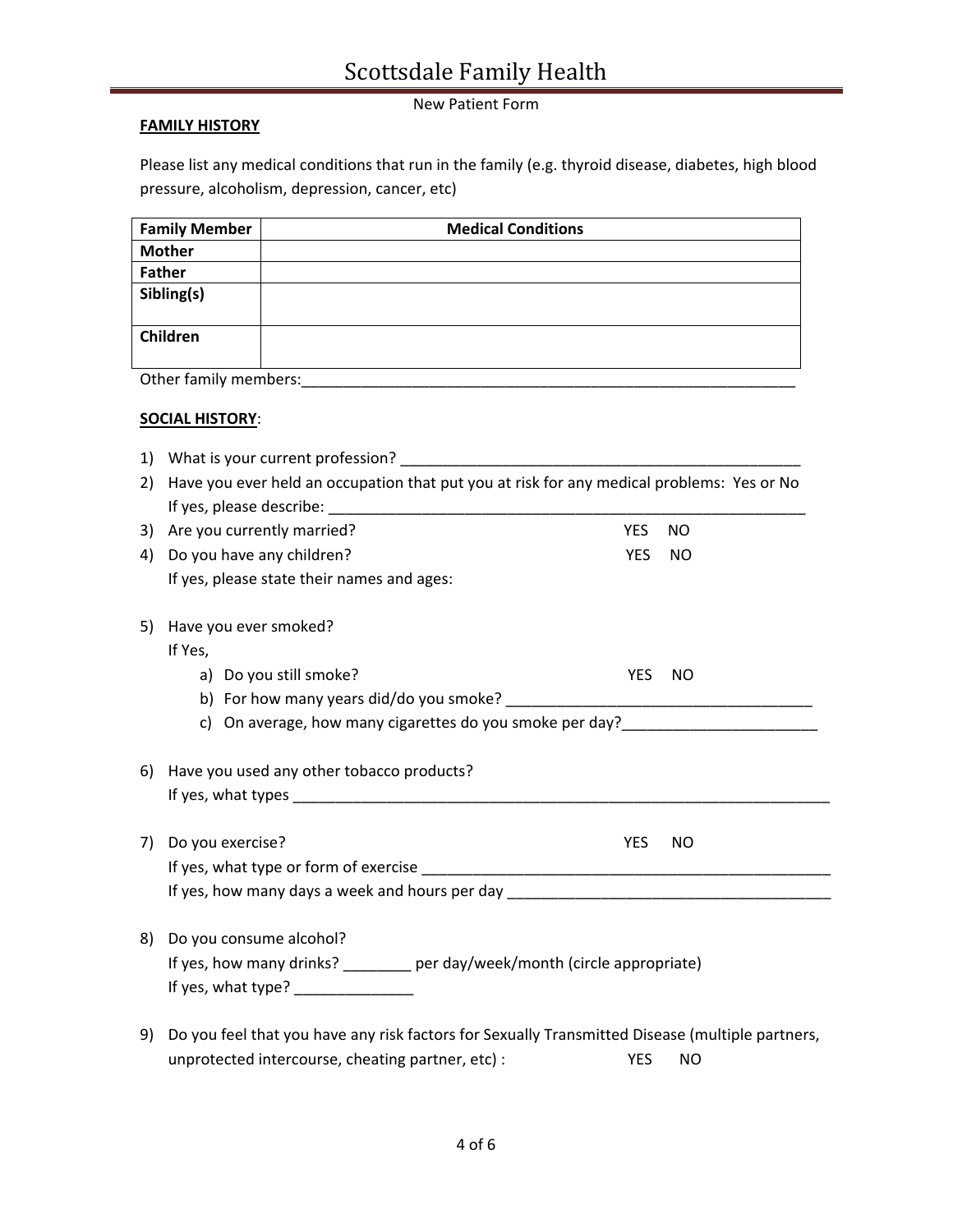# Scottsdale Family Health

New Patient Form

**FAMILY HISTORY**

Please list any medical conditions that run in the family (e.g. thyroid disease, diabetes, high blood pressure, alcoholism, depression, cancer, etc)

| Family Member | Medical Conditions |
|---|---|
| **Mother** | |
| **Father** | |
| **Sibling(s)** | |
| **Children** | |

Other family members:_______________________________________________________________

**SOCIAL HISTORY**:

1) What is your current profession? ___________________________________________________
2) Have you ever held an occupation that put you at risk for any medical problems: Yes or No
   If yes, please describe: ____________________________________________________________
3) Are you currently married? YES NO
4) Do you have any children? YES NO
   If yes, please state their names and ages:

5) Have you ever smoked?
   If Yes,
   a) Do you still smoke? YES NO
   b) For how many years did/do you smoke? ______________________________________
   c) On average, how many cigarettes do you smoke per day?_________________________

6) Have you used any other tobacco products?
   If yes, what types _____________________________________________________________________

7) Do you exercise? YES NO
   If yes, what type or form of exercise ______________________________________________________
   If yes, how many days a week and hours per day _________________________________________

8) Do you consume alcohol?
   If yes, how many drinks? ________ per day/week/month (circle appropriate)
   If yes, what type? ______________

9) Do you feel that you have any risk factors for Sexually Transmitted Disease (multiple partners, unprotected intercourse, cheating partner, etc) : YES NO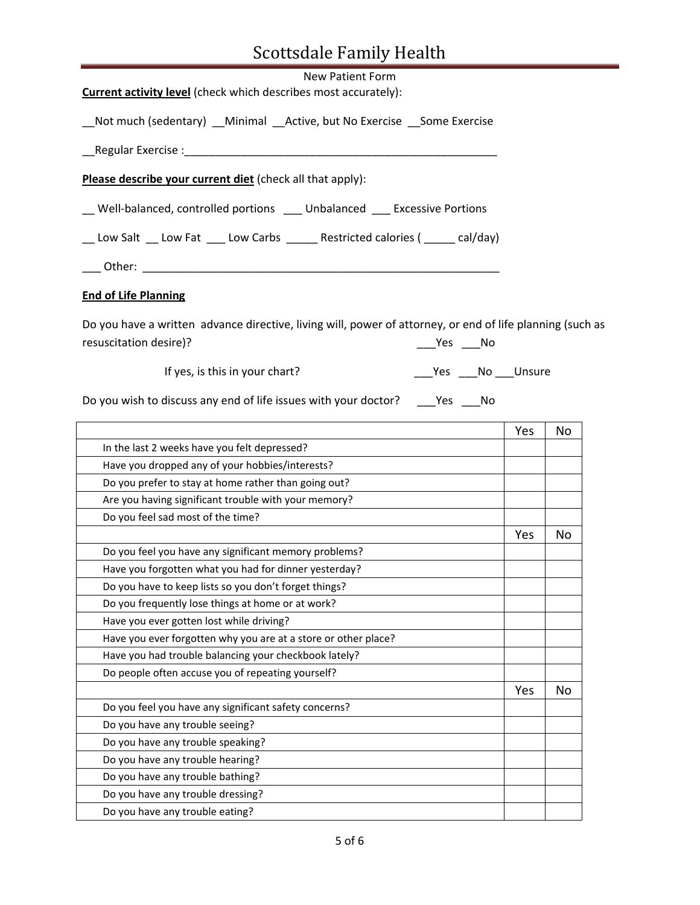New Patient Form

**Current activity level** (check which describes most accurately):

__Not much (sedentary) __Minimal __Active, but No Exercise __Some Exercise

__Regular Exercise :___________________________________________________

**Please describe your current diet** (check all that apply):

__ Well-balanced, controlled portions ___ Unbalanced ___ Excessive Portions

__ Low Salt __ Low Fat ___ Low Carbs _____ Restricted calories ( _____ cal/day)

___ Other: __________________________________________________________

**End of Life Planning**

Do you have a written advance directive, living will, power of attorney, or end of life planning (such as resuscitation desire)? ___Yes ___No

If yes, is this in your chart? ___Yes ___No ___Unsure

Do you wish to discuss any end of life issues with your doctor? ___Yes ___No

| | Yes | No |
|---|---|---|
| In the last 2 weeks have you felt depressed? | | |
| Have you dropped any of your hobbies/interests? | | |
| Do you prefer to stay at home rather than going out? | | |
| Are you having significant trouble with your memory? | | |
| Do you feel sad most of the time? | | |
| | Yes | No |
| Do you feel you have any significant memory problems? | | |
| Have you forgotten what you had for dinner yesterday? | | |
| Do you have to keep lists so you don't forget things? | | |
| Do you frequently lose things at home or at work? | | |
| Have you ever gotten lost while driving? | | |
| Have you ever forgotten why you are at a store or other place? | | |
| Have you had trouble balancing your checkbook lately? | | |
| Do people often accuse you of repeating yourself? | | |
| | Yes | No |
| Do you feel you have any significant safety concerns? | | |
| Do you have any trouble seeing? | | |
| Do you have any trouble speaking? | | |
| Do you have any trouble hearing? | | |
| Do you have any trouble bathing? | | |
| Do you have any trouble dressing? | | |
| Do you have any trouble eating? | | |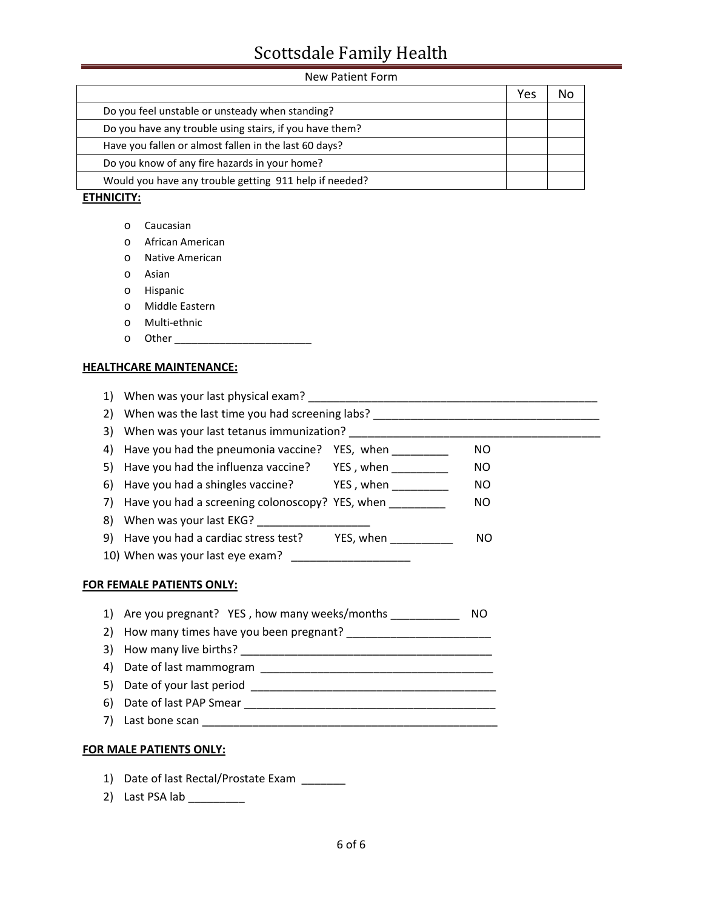# Scottsdale Family Health

New Patient Form

| | Yes | No |
|---|---|---|
| Do you feel unstable or unsteady when standing? | | |
| Do you have any trouble using stairs, if you have them? | | |
| Have you fallen or almost fallen in the last 60 days? | | |
| Do you know of any fire hazards in your home? | | |
| Would you have any trouble getting 911 help if needed? | | |

**ETHNICITY:**

- o Caucasian
- o African American
- o Native American
- o Asian
- o Hispanic
- o Middle Eastern
- o Multi-ethnic
- o Other ________________________

**HEALTHCARE MAINTENANCE:**

1) When was your last physical exam? ________________________________________________
2) When was the last time you had screening labs? ____________________________________
3) When was your last tetanus immunization? _________________________________________
4) Have you had the pneumonia vaccine? YES, when _________ NO
5) Have you had the influenza vaccine? YES , when _________ NO
6) Have you had a shingles vaccine? YES , when _________ NO
7) Have you had a screening colonoscopy? YES, when _________ NO
8) When was your last EKG? __________________
9) Have you had a cardiac stress test? YES, when __________ NO
10) When was your last eye exam? ___________________

**FOR FEMALE PATIENTS ONLY:**

1) Are you pregnant? YES , how many weeks/months ___________ NO
2) How many times have you been pregnant? _______________________
3) How many live births? _________________________________________
4) Date of last mammogram ______________________________________
5) Date of your last period ________________________________________
6) Date of last PAP Smear _________________________________________
7) Last bone scan _________________________________________________

**FOR MALE PATIENTS ONLY:**

1) Date of last Rectal/Prostate Exam _______
2) Last PSA lab _________